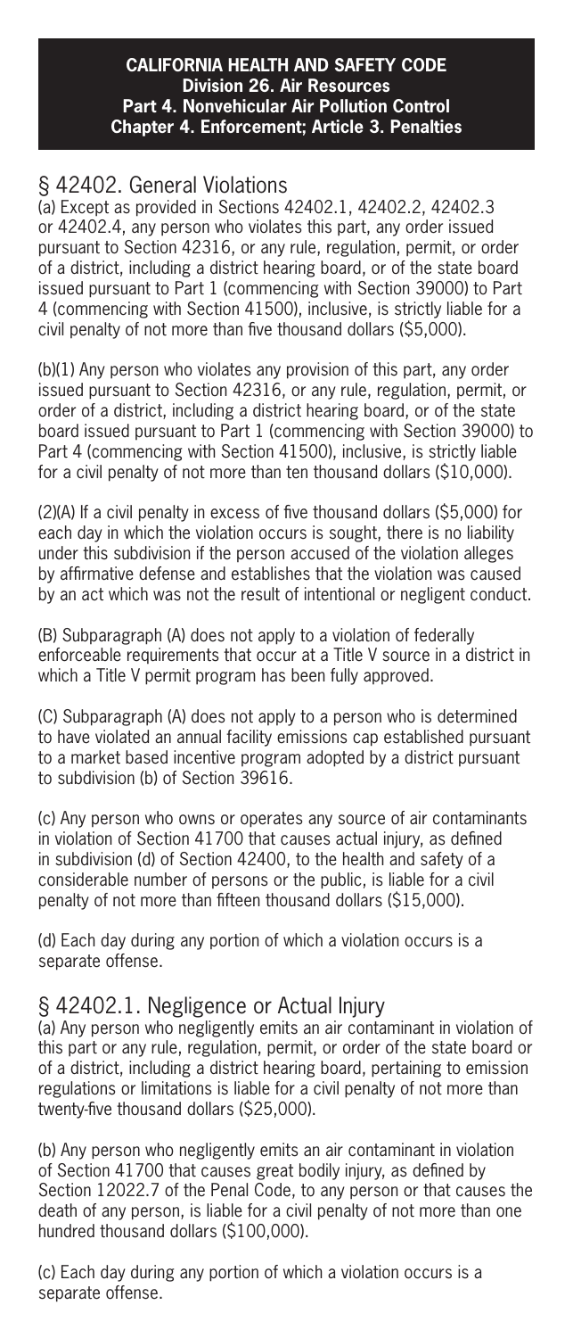**CALIFORNIA HEALTH AND SAFETY CODE**
**Division 26. Air Resources**
**Part 4. Nonvehicular Air Pollution Control**
**Chapter 4. Enforcement; Article 3. Penalties**

## § 42402. General Violations

(a) Except as provided in Sections 42402.1, 42402.2, 42402.3 or 42402.4, any person who violates this part, any order issued pursuant to Section 42316, or any rule, regulation, permit, or order of a district, including a district hearing board, or of the state board issued pursuant to Part 1 (commencing with Section 39000) to Part 4 (commencing with Section 41500), inclusive, is strictly liable for a civil penalty of not more than five thousand dollars ($5,000).

(b)(1) Any person who violates any provision of this part, any order issued pursuant to Section 42316, or any rule, regulation, permit, or order of a district, including a district hearing board, or of the state board issued pursuant to Part 1 (commencing with Section 39000) to Part 4 (commencing with Section 41500), inclusive, is strictly liable for a civil penalty of not more than ten thousand dollars ($10,000).

(2)(A) If a civil penalty in excess of five thousand dollars ($5,000) for each day in which the violation occurs is sought, there is no liability under this subdivision if the person accused of the violation alleges by affirmative defense and establishes that the violation was caused by an act which was not the result of intentional or negligent conduct.

(B) Subparagraph (A) does not apply to a violation of federally enforceable requirements that occur at a Title V source in a district in which a Title V permit program has been fully approved.

(C) Subparagraph (A) does not apply to a person who is determined to have violated an annual facility emissions cap established pursuant to a market based incentive program adopted by a district pursuant to subdivision (b) of Section 39616.

(c) Any person who owns or operates any source of air contaminants in violation of Section 41700 that causes actual injury, as defined in subdivision (d) of Section 42400, to the health and safety of a considerable number of persons or the public, is liable for a civil penalty of not more than fifteen thousand dollars ($15,000).

(d) Each day during any portion of which a violation occurs is a separate offense.

## § 42402.1. Negligence or Actual Injury

(a) Any person who negligently emits an air contaminant in violation of this part or any rule, regulation, permit, or order of the state board or of a district, including a district hearing board, pertaining to emission regulations or limitations is liable for a civil penalty of not more than twenty-five thousand dollars ($25,000).

(b) Any person who negligently emits an air contaminant in violation of Section 41700 that causes great bodily injury, as defined by Section 12022.7 of the Penal Code, to any person or that causes the death of any person, is liable for a civil penalty of not more than one hundred thousand dollars ($100,000).

(c) Each day during any portion of which a violation occurs is a separate offense.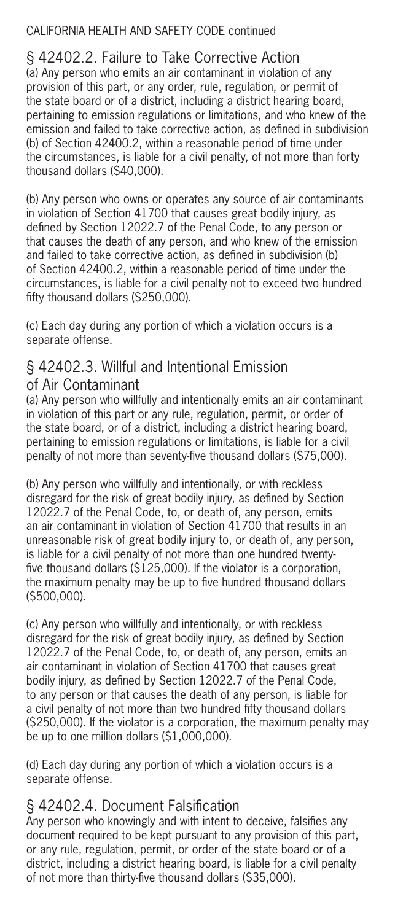CALIFORNIA HEALTH AND SAFETY CODE continued

## § 42402.2. Failure to Take Corrective Action

(a) Any person who emits an air contaminant in violation of any provision of this part, or any order, rule, regulation, or permit of the state board or of a district, including a district hearing board, pertaining to emission regulations or limitations, and who knew of the emission and failed to take corrective action, as defined in subdivision (b) of Section 42400.2, within a reasonable period of time under the circumstances, is liable for a civil penalty, of not more than forty thousand dollars ($40,000).

(b) Any person who owns or operates any source of air contaminants in violation of Section 41700 that causes great bodily injury, as defined by Section 12022.7 of the Penal Code, to any person or that causes the death of any person, and who knew of the emission and failed to take corrective action, as defined in subdivision (b) of Section 42400.2, within a reasonable period of time under the circumstances, is liable for a civil penalty not to exceed two hundred fifty thousand dollars ($250,000).

(c) Each day during any portion of which a violation occurs is a separate offense.

## § 42402.3. Willful and Intentional Emission of Air Contaminant

(a) Any person who willfully and intentionally emits an air contaminant in violation of this part or any rule, regulation, permit, or order of the state board, or of a district, including a district hearing board, pertaining to emission regulations or limitations, is liable for a civil penalty of not more than seventy-five thousand dollars ($75,000).

(b) Any person who willfully and intentionally, or with reckless disregard for the risk of great bodily injury, as defined by Section 12022.7 of the Penal Code, to, or death of, any person, emits an air contaminant in violation of Section 41700 that results in an unreasonable risk of great bodily injury to, or death of, any person, is liable for a civil penalty of not more than one hundred twenty-five thousand dollars ($125,000). If the violator is a corporation, the maximum penalty may be up to five hundred thousand dollars ($500,000).

(c) Any person who willfully and intentionally, or with reckless disregard for the risk of great bodily injury, as defined by Section 12022.7 of the Penal Code, to, or death of, any person, emits an air contaminant in violation of Section 41700 that causes great bodily injury, as defined by Section 12022.7 of the Penal Code, to any person or that causes the death of any person, is liable for a civil penalty of not more than two hundred fifty thousand dollars ($250,000). If the violator is a corporation, the maximum penalty may be up to one million dollars ($1,000,000).

(d) Each day during any portion of which a violation occurs is a separate offense.

## § 42402.4. Document Falsification

Any person who knowingly and with intent to deceive, falsifies any document required to be kept pursuant to any provision of this part, or any rule, regulation, permit, or order of the state board or of a district, including a district hearing board, is liable for a civil penalty of not more than thirty-five thousand dollars ($35,000).